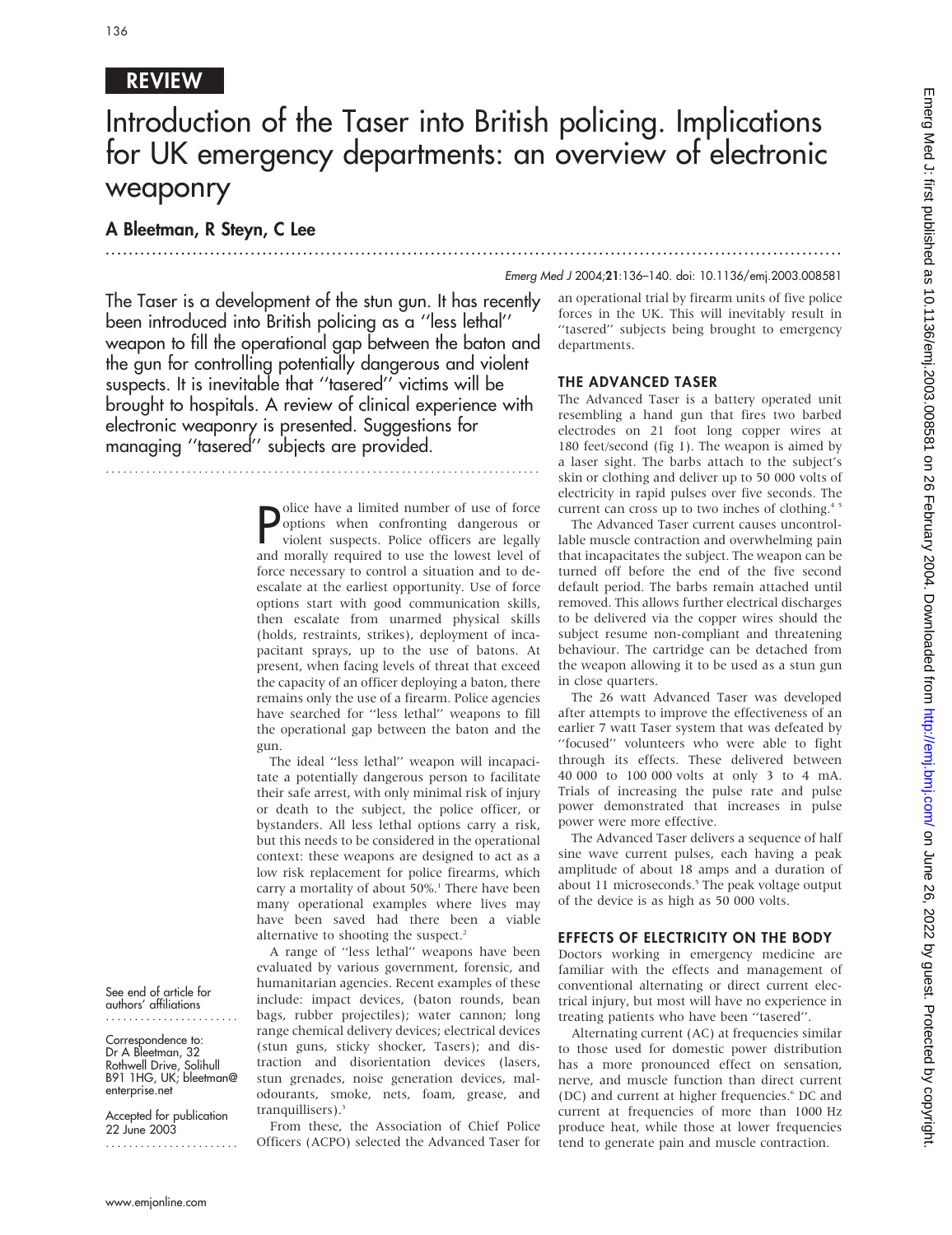REVIEW

# Introduction of the Taser into British policing. Implications for UK emergency departments: an overview of electronic weaponry

**A Bleetman, R Steyn, C Lee**

*Emerg Med J* 2004;**21**:136–140. doi: 10.1136/emj.2003.008581

**The Taser is a development of the stun gun. It has recently been introduced into British policing as a ''less lethal'' weapon to fill the operational gap between the baton and the gun for controlling potentially dangerous and violent suspects. It is inevitable that ''tasered'' victims will be brought to hospitals. A review of clinical experience with electronic weaponry is presented. Suggestions for managing ''tasered'' subjects are provided.**

See end of article for authors' affiliations

Correspondence to: Dr A Bleetman, 32 Rothwell Drive, Solihull B91 1HG, UK; bleetman@enterprise.net

Accepted for publication 22 June 2003

Police have a limited number of use of force options when confronting dangerous or violent suspects. Police officers are legally and morally required to use the lowest level of force necessary to control a situation and to de-escalate at the earliest opportunity. Use of force options start with good communication skills, then escalate from unarmed physical skills (holds, restraints, strikes), deployment of incapacitant sprays, up to the use of batons. At present, when facing levels of threat that exceed the capacity of an officer deploying a baton, there remains only the use of a firearm. Police agencies have searched for ''less lethal'' weapons to fill the operational gap between the baton and the gun.

The ideal ''less lethal'' weapon will incapacitate a potentially dangerous person to facilitate their safe arrest, with only minimal risk of injury or death to the subject, the police officer, or bystanders. All less lethal options carry a risk, but this needs to be considered in the operational context: these weapons are designed to act as a low risk replacement for police firearms, which carry a mortality of about 50%.[1] There have been many operational examples where lives may have been saved had there been a viable alternative to shooting the suspect.[2]

A range of ''less lethal'' weapons have been evaluated by various government, forensic, and humanitarian agencies. Recent examples of these include: impact devices, (baton rounds, bean bags, rubber projectiles); water cannon; long range chemical delivery devices; electrical devices (stun guns, sticky shocker, Tasers); and distraction and disorientation devices (lasers, stun grenades, noise generation devices, malodourants, smoke, nets, foam, grease, and tranquillisers).[3]

From these, the Association of Chief Police Officers (ACPO) selected the Advanced Taser for an operational trial by firearm units of five police forces in the UK. This will inevitably result in ''tasered'' subjects being brought to emergency departments.

## THE ADVANCED TASER

The Advanced Taser is a battery operated unit resembling a hand gun that fires two barbed electrodes on 21 foot long copper wires at 180 feet/second (fig 1). The weapon is aimed by a laser sight. The barbs attach to the subject's skin or clothing and deliver up to 50 000 volts of electricity in rapid pulses over five seconds. The current can cross up to two inches of clothing.[4,5]

The Advanced Taser current causes uncontrollable muscle contraction and overwhelming pain that incapacitates the subject. The weapon can be turned off before the end of the five second default period. The barbs remain attached until removed. This allows further electrical discharges to be delivered via the copper wires should the subject resume non-compliant and threatening behaviour. The cartridge can be detached from the weapon allowing it to be used as a stun gun in close quarters.

The 26 watt Advanced Taser was developed after attempts to improve the effectiveness of an earlier 7 watt Taser system that was defeated by ''focused'' volunteers who were able to fight through its effects. These delivered between 40 000 to 100 000 volts at only 3 to 4 mA. Trials of increasing the pulse rate and pulse power demonstrated that increases in pulse power were more effective.

The Advanced Taser delivers a sequence of half sine wave current pulses, each having a peak amplitude of about 18 amps and a duration of about 11 microseconds.[5] The peak voltage output of the device is as high as 50 000 volts.

## EFFECTS OF ELECTRICITY ON THE BODY

Doctors working in emergency medicine are familiar with the effects and management of conventional alternating or direct current electrical injury, but most will have no experience in treating patients who have been ''tasered''.

Alternating current (AC) at frequencies similar to those used for domestic power distribution has a more pronounced effect on sensation, nerve, and muscle function than direct current (DC) and current at higher frequencies.[6] DC and current at frequencies of more than 1000 Hz produce heat, while those at lower frequencies tend to generate pain and muscle contraction.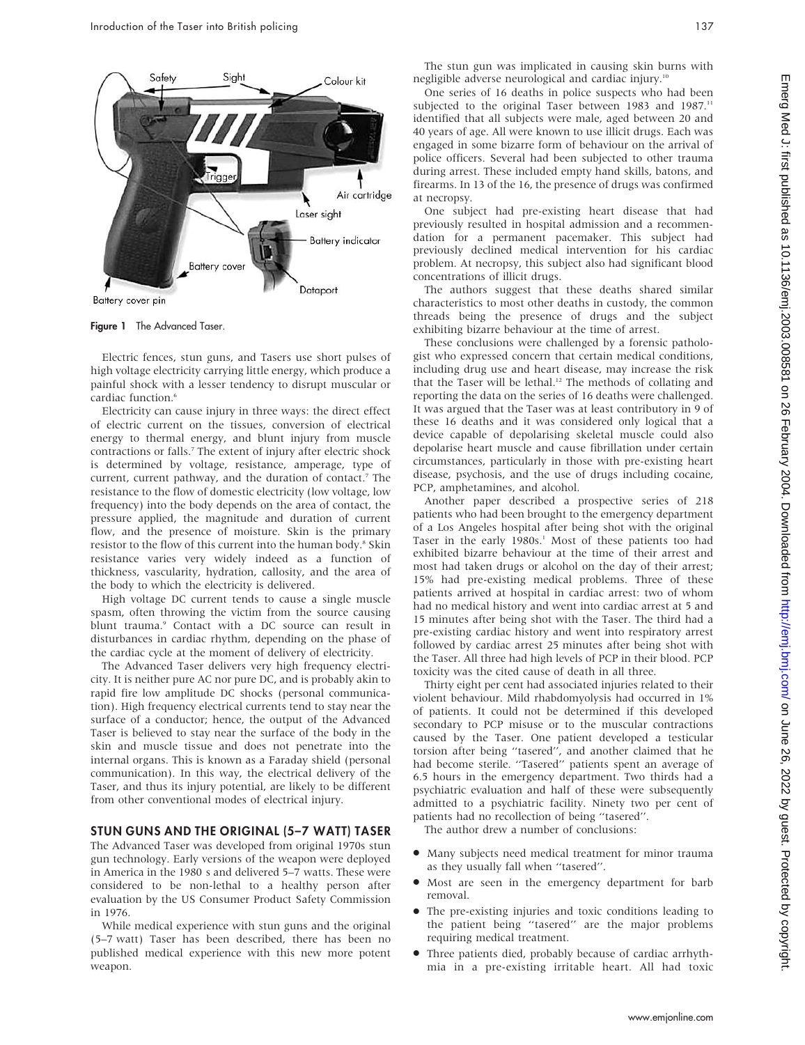Figure 1 The Advanced Taser.

Electric fences, stun guns, and Tasers use short pulses of high voltage electricity carrying little energy, which produce a painful shock with a lesser tendency to disrupt muscular or cardiac function.[6]

Electricity can cause injury in three ways: the direct effect of electric current on the tissues, conversion of electrical energy to thermal energy, and blunt injury from muscle contractions or falls.[7] The extent of injury after electric shock is determined by voltage, resistance, amperage, type of current, current pathway, and the duration of contact.[7] The resistance to the flow of domestic electricity (low voltage, low frequency) into the body depends on the area of contact, the pressure applied, the magnitude and duration of current flow, and the presence of moisture. Skin is the primary resistor to the flow of this current into the human body.[8] Skin resistance varies very widely indeed as a function of thickness, vascularity, hydration, callosity, and the area of the body to which the electricity is delivered.

High voltage DC current tends to cause a single muscle spasm, often throwing the victim from the source causing blunt trauma.[9] Contact with a DC source can result in disturbances in cardiac rhythm, depending on the phase of the cardiac cycle at the moment of delivery of electricity.

The Advanced Taser delivers very high frequency electricity. It is neither pure AC nor pure DC, and is probably akin to rapid fire low amplitude DC shocks (personal communication). High frequency electrical currents tend to stay near the surface of a conductor; hence, the output of the Advanced Taser is believed to stay near the surface of the body in the skin and muscle tissue and does not penetrate into the internal organs. This is known as a Faraday shield (personal communication). In this way, the electrical delivery of the Taser, and thus its injury potential, are likely to be different from other conventional modes of electrical injury.

## STUN GUNS AND THE ORIGINAL (5–7 WATT) TASER

The Advanced Taser was developed from original 1970s stun gun technology. Early versions of the weapon were deployed in America in the 1980 s and delivered 5–7 watts. These were considered to be non-lethal to a healthy person after evaluation by the US Consumer Product Safety Commission in 1976.

While medical experience with stun guns and the original (5–7 watt) Taser has been described, there has been no published medical experience with this new more potent weapon.

The stun gun was implicated in causing skin burns with negligible adverse neurological and cardiac injury.[10]

One series of 16 deaths in police suspects who had been subjected to the original Taser between 1983 and 1987.[11] identified that all subjects were male, aged between 20 and 40 years of age. All were known to use illicit drugs. Each was engaged in some bizarre form of behaviour on the arrival of police officers. Several had been subjected to other trauma during arrest. These included empty hand skills, batons, and firearms. In 13 of the 16, the presence of drugs was confirmed at necropsy.

One subject had pre-existing heart disease that had previously resulted in hospital admission and a recommendation for a permanent pacemaker. This subject had previously declined medical intervention for his cardiac problem. At necropsy, this subject also had significant blood concentrations of illicit drugs.

The authors suggest that these deaths shared similar characteristics to most other deaths in custody, the common threads being the presence of drugs and the subject exhibiting bizarre behaviour at the time of arrest.

These conclusions were challenged by a forensic pathologist who expressed concern that certain medical conditions, including drug use and heart disease, may increase the risk that the Taser will be lethal.[12] The methods of collating and reporting the data on the series of 16 deaths were challenged. It was argued that the Taser was at least contributory in 9 of these 16 deaths and it was considered only logical that a device capable of depolarising skeletal muscle could also depolarise heart muscle and cause fibrillation under certain circumstances, particularly in those with pre-existing heart disease, psychosis, and the use of drugs including cocaine, PCP, amphetamines, and alcohol.

Another paper described a prospective series of 218 patients who had been brought to the emergency department of a Los Angeles hospital after being shot with the original Taser in the early 1980s.[1] Most of these patients too had exhibited bizarre behaviour at the time of their arrest and most had taken drugs or alcohol on the day of their arrest; 15% had pre-existing medical problems. Three of these patients arrived at hospital in cardiac arrest: two of whom had no medical history and went into cardiac arrest at 5 and 15 minutes after being shot with the Taser. The third had a pre-existing cardiac history and went into respiratory arrest followed by cardiac arrest 25 minutes after being shot with the Taser. All three had high levels of PCP in their blood. PCP toxicity was the cited cause of death in all three.

Thirty eight per cent had associated injuries related to their violent behaviour. Mild rhabdomyolysis had occurred in 1% of patients. It could not be determined if this developed secondary to PCP misuse or to the muscular contractions caused by the Taser. One patient developed a testicular torsion after being "tasered", and another claimed that he had become sterile. "Tasered" patients spent an average of 6.5 hours in the emergency department. Two thirds had a psychiatric evaluation and half of these were subsequently admitted to a psychiatric facility. Ninety two per cent of patients had no recollection of being "tasered".

The author drew a number of conclusions:

- Many subjects need medical treatment for minor trauma as they usually fall when "tasered".
- Most are seen in the emergency department for barb removal.
- The pre-existing injuries and toxic conditions leading to the patient being "tasered" are the major problems requiring medical treatment.
- Three patients died, probably because of cardiac arrhythmia in a pre-existing irritable heart. All had toxic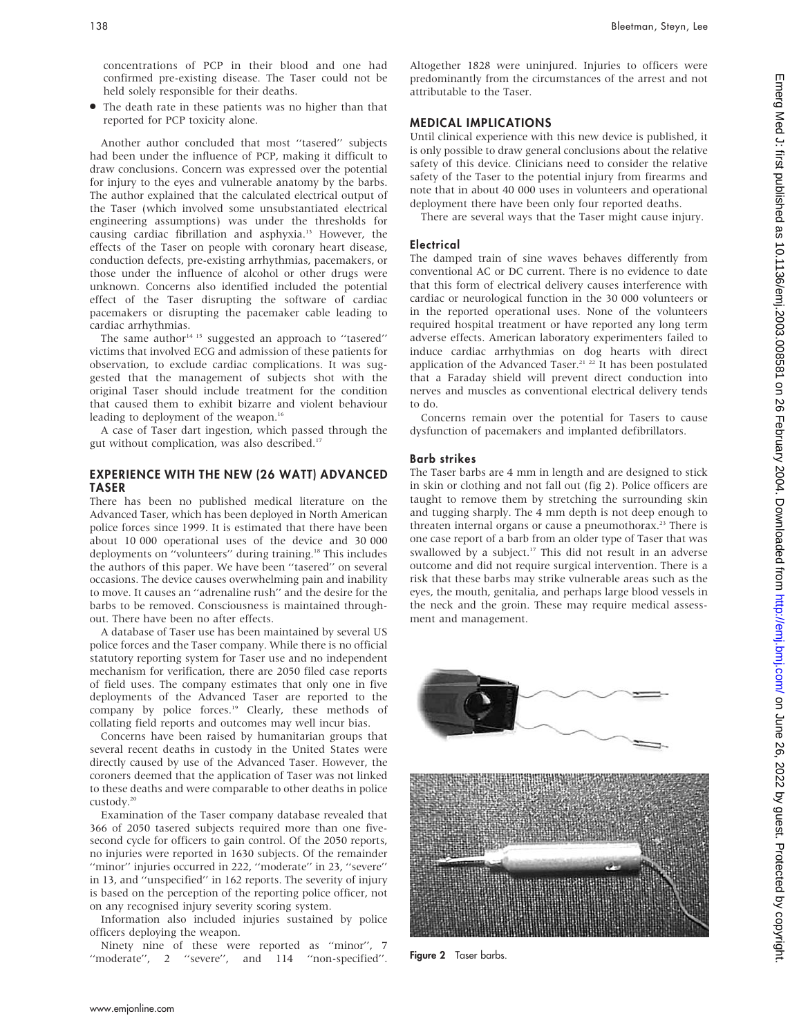concentrations of PCP in their blood and one had confirmed pre-existing disease. The Taser could not be held solely responsible for their deaths.

- The death rate in these patients was no higher than that reported for PCP toxicity alone.

Another author concluded that most ''tasered'' subjects had been under the influence of PCP, making it difficult to draw conclusions. Concern was expressed over the potential for injury to the eyes and vulnerable anatomy by the barbs. The author explained that the calculated electrical output of the Taser (which involved some unsubstantiated electrical engineering assumptions) was under the thresholds for causing cardiac fibrillation and asphyxia.[13] However, the effects of the Taser on people with coronary heart disease, conduction defects, pre-existing arrhythmias, pacemakers, or those under the influence of alcohol or other drugs were unknown. Concerns also identified included the potential effect of the Taser disrupting the software of cardiac pacemakers or disrupting the pacemaker cable leading to cardiac arrhythmias.

The same author[14 15] suggested an approach to ''tasered'' victims that involved ECG and admission of these patients for observation, to exclude cardiac complications. It was suggested that the management of subjects shot with the original Taser should include treatment for the condition that caused them to exhibit bizarre and violent behaviour leading to deployment of the weapon.[16]

A case of Taser dart ingestion, which passed through the gut without complication, was also described.[17]

## EXPERIENCE WITH THE NEW (26 WATT) ADVANCED TASER

There has been no published medical literature on the Advanced Taser, which has been deployed in North American police forces since 1999. It is estimated that there have been about 10 000 operational uses of the device and 30 000 deployments on ''volunteers'' during training.[18] This includes the authors of this paper. We have been ''tasered'' on several occasions. The device causes overwhelming pain and inability to move. It causes an ''adrenaline rush'' and the desire for the barbs to be removed. Consciousness is maintained throughout. There have been no after effects.

A database of Taser use has been maintained by several US police forces and the Taser company. While there is no official statutory reporting system for Taser use and no independent mechanism for verification, there are 2050 filed case reports of field uses. The company estimates that only one in five deployments of the Advanced Taser are reported to the company by police forces.[19] Clearly, these methods of collating field reports and outcomes may well incur bias.

Concerns have been raised by humanitarian groups that several recent deaths in custody in the United States were directly caused by use of the Advanced Taser. However, the coroners deemed that the application of Taser was not linked to these deaths and were comparable to other deaths in police custody.[20]

Examination of the Taser company database revealed that 366 of 2050 tasered subjects required more than one five-second cycle for officers to gain control. Of the 2050 reports, no injuries were reported in 1630 subjects. Of the remainder ''minor'' injuries occurred in 222, ''moderate'' in 23, ''severe'' in 13, and ''unspecified'' in 162 reports. The severity of injury is based on the perception of the reporting police officer, not on any recognised injury severity scoring system.

Information also included injuries sustained by police officers deploying the weapon.

Ninety nine of these were reported as ''minor'', 7 ''moderate'', 2 ''severe'', and 114 ''non-specified''. Altogether 1828 were uninjured. Injuries to officers were predominantly from the circumstances of the arrest and not attributable to the Taser.

## MEDICAL IMPLICATIONS

Until clinical experience with this new device is published, it is only possible to draw general conclusions about the relative safety of this device. Clinicians need to consider the relative safety of the Taser to the potential injury from firearms and note that in about 40 000 uses in volunteers and operational deployment there have been only four reported deaths.

There are several ways that the Taser might cause injury.

### Electrical

The damped train of sine waves behaves differently from conventional AC or DC current. There is no evidence to date that this form of electrical delivery causes interference with cardiac or neurological function in the 30 000 volunteers or in the reported operational uses. None of the volunteers required hospital treatment or have reported any long term adverse effects. American laboratory experimenters failed to induce cardiac arrhythmias on dog hearts with direct application of the Advanced Taser.[21 22] It has been postulated that a Faraday shield will prevent direct conduction into nerves and muscles as conventional electrical delivery tends to do.

Concerns remain over the potential for Tasers to cause dysfunction of pacemakers and implanted defibrillators.

### Barb strikes

The Taser barbs are 4 mm in length and are designed to stick in skin or clothing and not fall out (fig 2). Police officers are taught to remove them by stretching the surrounding skin and tugging sharply. The 4 mm depth is not deep enough to threaten internal organs or cause a pneumothorax.[23] There is one case report of a barb from an older type of Taser that was swallowed by a subject.[17] This did not result in an adverse outcome and did not require surgical intervention. There is a risk that these barbs may strike vulnerable areas such as the eyes, the mouth, genitalia, and perhaps large blood vessels in the neck and the groin. These may require medical assessment and management.

**Figure 2** Taser barbs.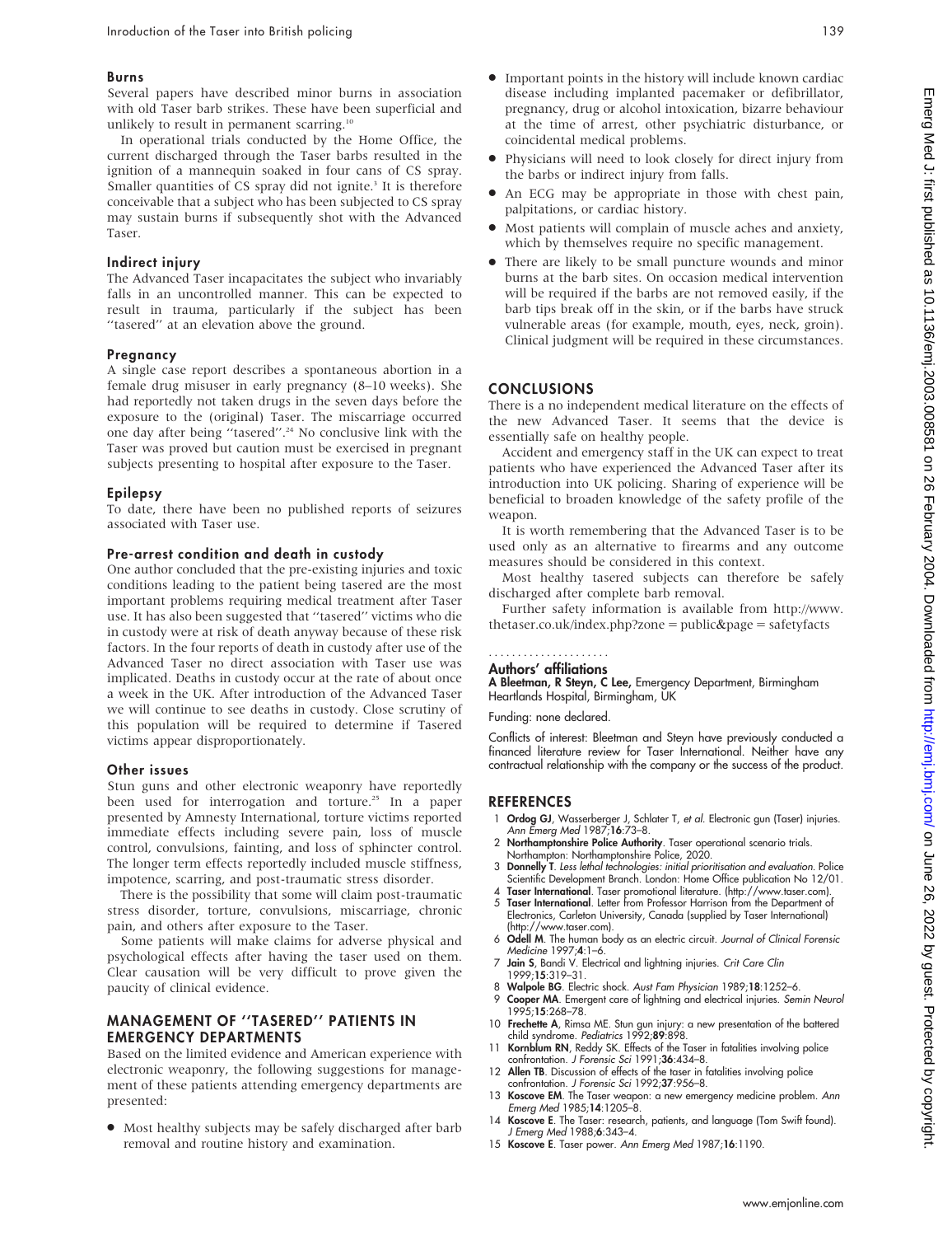### Burns

Several papers have described minor burns in association with old Taser barb strikes. These have been superficial and unlikely to result in permanent scarring.[10]

In operational trials conducted by the Home Office, the current discharged through the Taser barbs resulted in the ignition of a mannequin soaked in four cans of CS spray. Smaller quantities of CS spray did not ignite.[3] It is therefore conceivable that a subject who has been subjected to CS spray may sustain burns if subsequently shot with the Advanced Taser.

### Indirect injury

The Advanced Taser incapacitates the subject who invariably falls in an uncontrolled manner. This can be expected to result in trauma, particularly if the subject has been ''tasered'' at an elevation above the ground.

### Pregnancy

A single case report describes a spontaneous abortion in a female drug misuser in early pregnancy (8–10 weeks). She had reportedly not taken drugs in the seven days before the exposure to the (original) Taser. The miscarriage occurred one day after being ''tasered''.[24] No conclusive link with the Taser was proved but caution must be exercised in pregnant subjects presenting to hospital after exposure to the Taser.

### Epilepsy

To date, there have been no published reports of seizures associated with Taser use.

### Pre-arrest condition and death in custody

One author concluded that the pre-existing injuries and toxic conditions leading to the patient being tasered are the most important problems requiring medical treatment after Taser use. It has also been suggested that ''tasered'' victims who die in custody were at risk of death anyway because of these risk factors. In the four reports of death in custody after use of the Advanced Taser no direct association with Taser use was implicated. Deaths in custody occur at the rate of about once a week in the UK. After introduction of the Advanced Taser we will continue to see deaths in custody. Close scrutiny of this population will be required to determine if Tasered victims appear disproportionately.

### Other issues

Stun guns and other electronic weaponry have reportedly been used for interrogation and torture.[25] In a paper presented by Amnesty International, torture victims reported immediate effects including severe pain, loss of muscle control, convulsions, fainting, and loss of sphincter control. The longer term effects reportedly included muscle stiffness, impotence, scarring, and post-traumatic stress disorder.

There is the possibility that some will claim post-traumatic stress disorder, torture, convulsions, miscarriage, chronic pain, and others after exposure to the Taser.

Some patients will make claims for adverse physical and psychological effects after having the taser used on them. Clear causation will be very difficult to prove given the paucity of clinical evidence.

## MANAGEMENT OF ''TASERED'' PATIENTS IN EMERGENCY DEPARTMENTS

Based on the limited evidence and American experience with electronic weaponry, the following suggestions for management of these patients attending emergency departments are presented:

- Most healthy subjects may be safely discharged after barb removal and routine history and examination.
- Important points in the history will include known cardiac disease including implanted pacemaker or defibrillator, pregnancy, drug or alcohol intoxication, bizarre behaviour at the time of arrest, other psychiatric disturbance, or coincidental medical problems.
- Physicians will need to look closely for direct injury from the barbs or indirect injury from falls.
- An ECG may be appropriate in those with chest pain, palpitations, or cardiac history.
- Most patients will complain of muscle aches and anxiety, which by themselves require no specific management.
- There are likely to be small puncture wounds and minor burns at the barb sites. On occasion medical intervention will be required if the barbs are not removed easily, if the barb tips break off in the skin, or if the barbs have struck vulnerable areas (for example, mouth, eyes, neck, groin). Clinical judgment will be required in these circumstances.

## CONCLUSIONS

There is a no independent medical literature on the effects of the new Advanced Taser. It seems that the device is essentially safe on healthy people.

Accident and emergency staff in the UK can expect to treat patients who have experienced the Advanced Taser after its introduction into UK policing. Sharing of experience will be beneficial to broaden knowledge of the safety profile of the weapon.

It is worth remembering that the Advanced Taser is to be used only as an alternative to firearms and any outcome measures should be considered in this context.

Most healthy tasered subjects can therefore be safely discharged after complete barb removal.

Further safety information is available from http://www.thetaser.co.uk/index.php?zone = public&page = safetyfacts

.....................

### Authors' affiliations

**A Bleetman, R Steyn, C Lee,** Emergency Department, Birmingham Heartlands Hospital, Birmingham, UK

Funding: none declared.

Conflicts of interest: Bleetman and Steyn have previously conducted a financed literature review for Taser International. Neither have any contractual relationship with the company or the success of the product.

## REFERENCES

1. **Ordog GJ**, Wasserberger J, Schlater T, *et al.* Electronic gun (Taser) injuries. *Ann Emerg Med* 1987;**16**:73–8.
2. **Northamptonshire Police Authority**. Taser operational scenario trials. Northampton: Northamptonshire Police, 2020.
3. **Donnelly T**. *Less lethal technologies: initial prioritisation and evaluation.* Police Scientific Development Branch. London: Home Office publication No 12/01.
4. **Taser International**. Taser promotional literature. (http://www.taser.com).
5. **Taser International**. Letter from Professor Harrison from the Department of Electronics, Carleton University, Canada (supplied by Taser International) (http://www.taser.com).
6. **Odell M**. The human body as an electric circuit. *Journal of Clinical Forensic Medicine* 1997;**4**:1–6.
7. **Jain S**, Bandi V. Electrical and lightning injuries. *Crit Care Clin* 1999;**15**:319–31.
8. **Walpole BG**. Electric shock. *Aust Fam Physician* 1989;**18**:1252–6.
9. **Cooper MA**. Emergent care of lightning and electrical injuries. *Semin Neurol* 1995;**15**:268–78.
10. **Frechette A**, Rimsa ME. Stun gun injury: a new presentation of the battered child syndrome. *Pediatrics* 1992;**89**:898.
11. **Kornblum RN**, Reddy SK. Effects of the Taser in fatalities involving police confrontation. *J Forensic Sci* 1991;**36**:434–8.
12. **Allen TB**. Discussion of effects of the taser in fatalities involving police confrontation. *J Forensic Sci* 1992;**37**:956–8.
13. **Koscove EM**. The Taser weapon: a new emergency medicine problem. *Ann Emerg Med* 1985;**14**:1205–8.
14. **Koscove E**. The Taser: research, patients, and language (Tom Swift found). *J Emerg Med* 1988;**6**:343–4.
15. **Koscove E**. Taser power. *Ann Emerg Med* 1987;**16**:1190.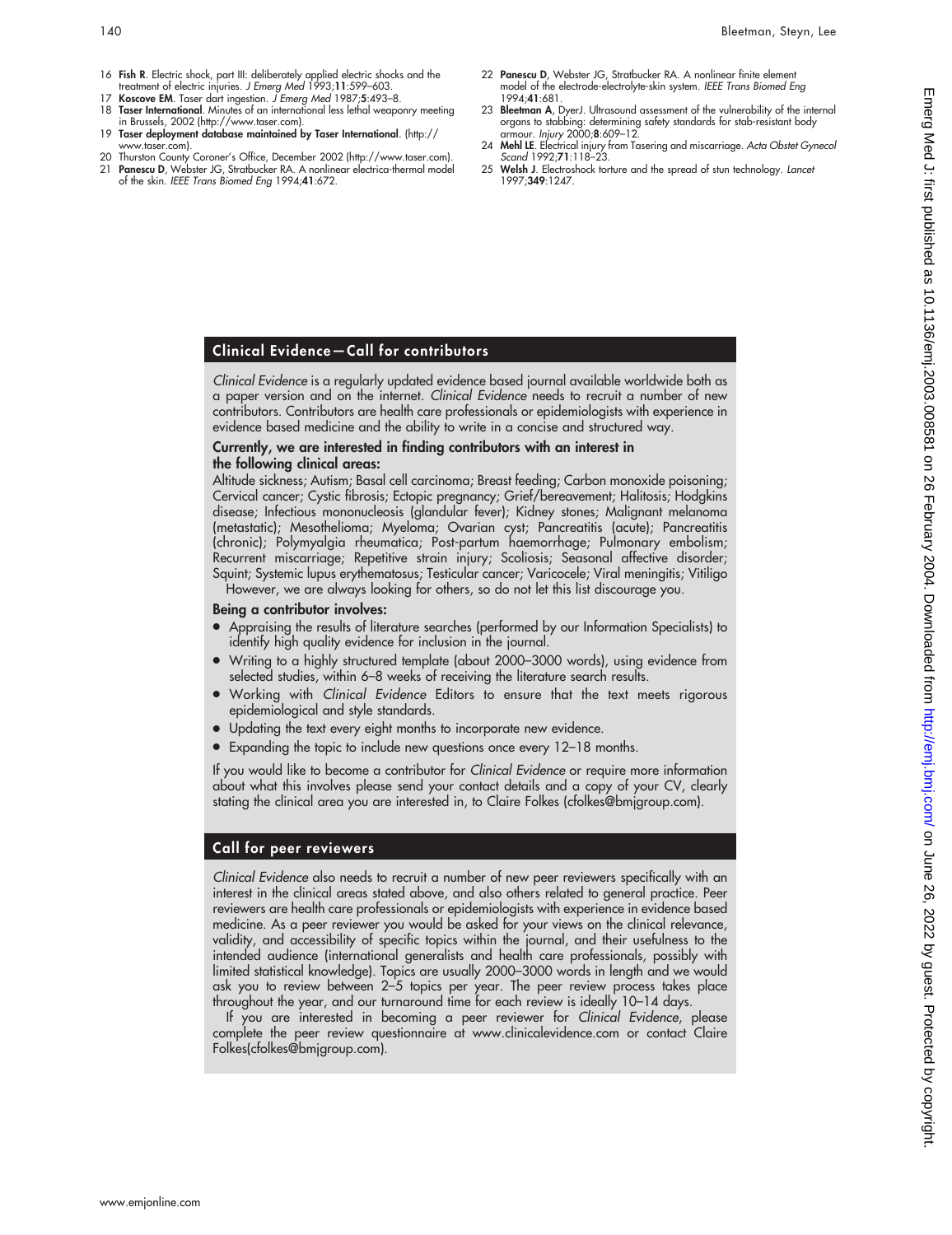16 **Fish R**. Electric shock, part III: deliberately applied electric shocks and the treatment of electric injuries. *J Emerg Med* 1993;**11**:599–603.
17 **Koscove EM**. Taser dart ingestion. *J Emerg Med* 1987;**5**:493–8.
18 **Taser International**. Minutes of an international less lethal weaponry meeting in Brussels, 2002 (http://www.taser.com).
19 **Taser deployment database maintained by Taser International**. (http://www.taser.com).
20 Thurston County Coroner's Office, December 2002 (http://www.taser.com).
21 **Panescu D**, Webster JG, Stratbucker RA. A nonlinear electrica-thermal model of the skin. *IEEE Trans Biomed Eng* 1994;**41**:672.
22 **Panescu D**, Webster JG, Stratbucker RA. A nonlinear finite element model of the electrode-electrolyte-skin system. *IEEE Trans Biomed Eng* 1994;**41**:681.
23 **Bleetman A**, DyerJ. Ultrasound assessment of the vulnerability of the internal organs to stabbing: determining safety standards for stab-resistant body armour. *Injury* 2000;**8**:609–12.
24 **Mehl LE**. Electrical injury from Tasering and miscarriage. *Acta Obstet Gynecol Scand* 1992;**71**:118–23.
25 **Welsh J**. Electroshock torture and the spread of stun technology. *Lancet* 1997;**349**:1247.

## Clinical Evidence—Call for contributors

*Clinical Evidence* is a regularly updated evidence based journal available worldwide both as a paper version and on the internet. *Clinical Evidence* needs to recruit a number of new contributors. Contributors are health care professionals or epidemiologists with experience in evidence based medicine and the ability to write in a concise and structured way.

**Currently, we are interested in finding contributors with an interest in the following clinical areas:**

Altitude sickness; Autism; Basal cell carcinoma; Breast feeding; Carbon monoxide poisoning; Cervical cancer; Cystic fibrosis; Ectopic pregnancy; Grief/bereavement; Halitosis; Hodgkins disease; Infectious mononucleosis (glandular fever); Kidney stones; Malignant melanoma (metastatic); Mesothelioma; Myeloma; Ovarian cyst; Pancreatitis (acute); Pancreatitis (chronic); Polymyalgia rheumatica; Post-partum haemorrhage; Pulmonary embolism; Recurrent miscarriage; Repetitive strain injury; Scoliosis; Seasonal affective disorder; Squint; Systemic lupus erythematosus; Testicular cancer; Varicocele; Viral meningitis; Vitiligo
However, we are always looking for others, so do not let this list discourage you.

**Being a contributor involves:**

- Appraising the results of literature searches (performed by our Information Specialists) to identify high quality evidence for inclusion in the journal.
- Writing to a highly structured template (about 2000–3000 words), using evidence from selected studies, within 6–8 weeks of receiving the literature search results.
- Working with *Clinical Evidence* Editors to ensure that the text meets rigorous epidemiological and style standards.
- Updating the text every eight months to incorporate new evidence.
- Expanding the topic to include new questions once every 12–18 months.

If you would like to become a contributor for *Clinical Evidence* or require more information about what this involves please send your contact details and a copy of your CV, clearly stating the clinical area you are interested in, to Claire Folkes (cfolkes@bmjgroup.com).

## Call for peer reviewers

*Clinical Evidence* also needs to recruit a number of new peer reviewers specifically with an interest in the clinical areas stated above, and also others related to general practice. Peer reviewers are health care professionals or epidemiologists with experience in evidence based medicine. As a peer reviewer you would be asked for your views on the clinical relevance, validity, and accessibility of specific topics within the journal, and their usefulness to the intended audience (international generalists and health care professionals, possibly with limited statistical knowledge). Topics are usually 2000–3000 words in length and we would ask you to review between 2–5 topics per year. The peer review process takes place throughout the year, and our turnaround time for each review is ideally 10–14 days.

If you are interested in becoming a peer reviewer for *Clinical Evidence*, please complete the peer review questionnaire at www.clinicalevidence.com or contact Claire Folkes(cfolkes@bmjgroup.com).